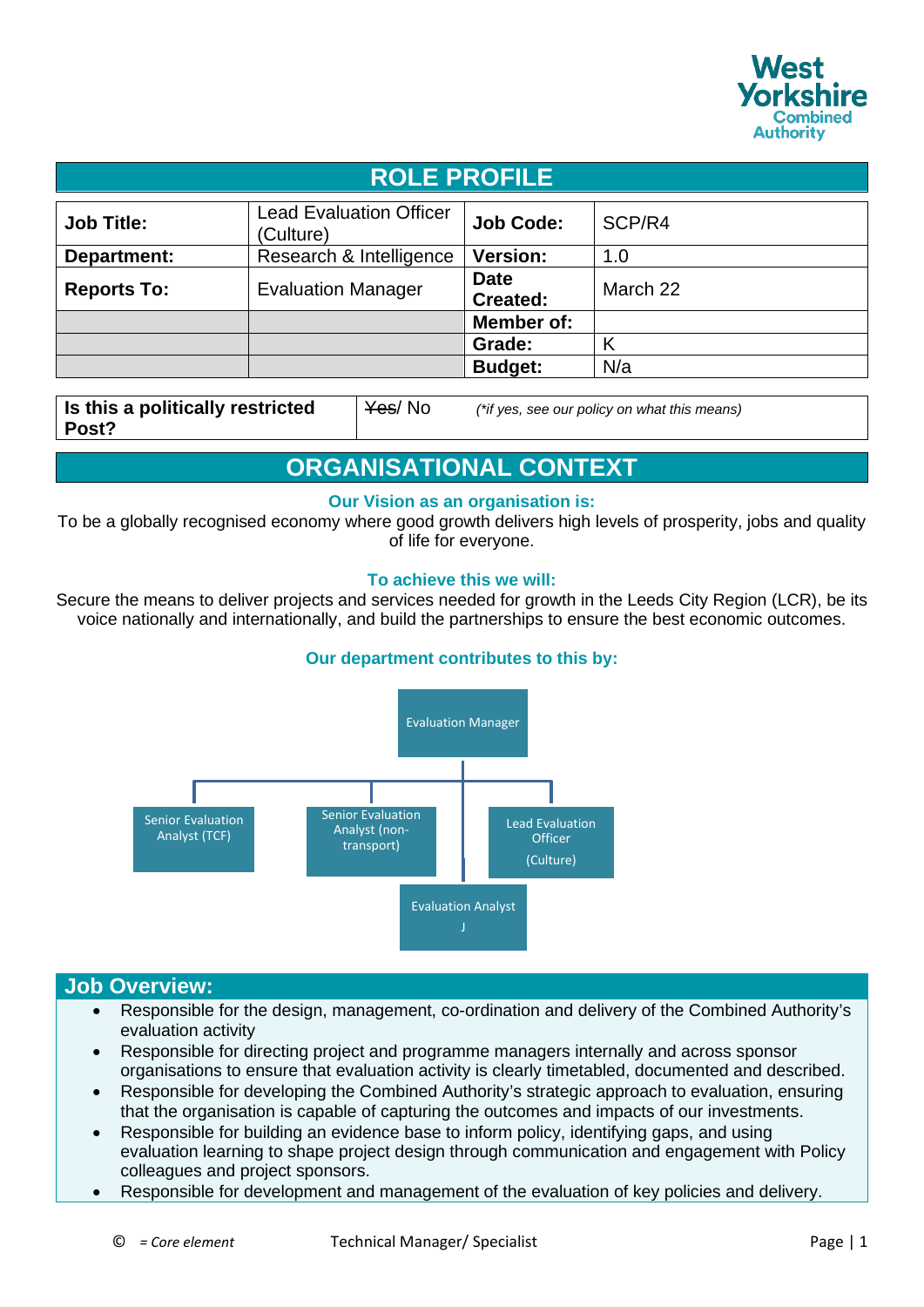# ROLE PROFILE

| Job Title: | Lead Evaluation Officer (Culture) | Job Code: | SCP/R4 |
|---|---|---|---|
| Department: | Research & Intelligence | Version: | 1.0 |
| Reports To: | Evaluation Manager | Date Created: | March 22 |
| | | Member of: | |
| | | Grade: | K |
| | | Budget: | N/a |

| Is this a politically restricted Post? | ~~Yes~~/ No *(\*if yes, see our policy on what this means)* |
|---|---|

# ORGANISATIONAL CONTEXT

**Our Vision as an organisation is:**

To be a globally recognised economy where good growth delivers high levels of prosperity, jobs and quality of life for everyone.

**To achieve this we will:**

Secure the means to deliver projects and services needed for growth in the Leeds City Region (LCR), be its voice nationally and internationally, and build the partnerships to ensure the best economic outcomes.

**Our department contributes to this by:**

- Evaluation Manager
  - Senior Evaluation Analyst (TCF)
  - Senior Evaluation Analyst (non-transport)
  - Lead Evaluation Officer (Culture)
  - Evaluation Analyst J

## Job Overview:

- Responsible for the design, management, co-ordination and delivery of the Combined Authority's evaluation activity
- Responsible for directing project and programme managers internally and across sponsor organisations to ensure that evaluation activity is clearly timetabled, documented and described.
- Responsible for developing the Combined Authority's strategic approach to evaluation, ensuring that the organisation is capable of capturing the outcomes and impacts of our investments.
- Responsible for building an evidence base to inform policy, identifying gaps, and using evaluation learning to shape project design through communication and engagement with Policy colleagues and project sponsors.
- Responsible for development and management of the evaluation of key policies and delivery.

© *= Core element* Technical Manager/ Specialist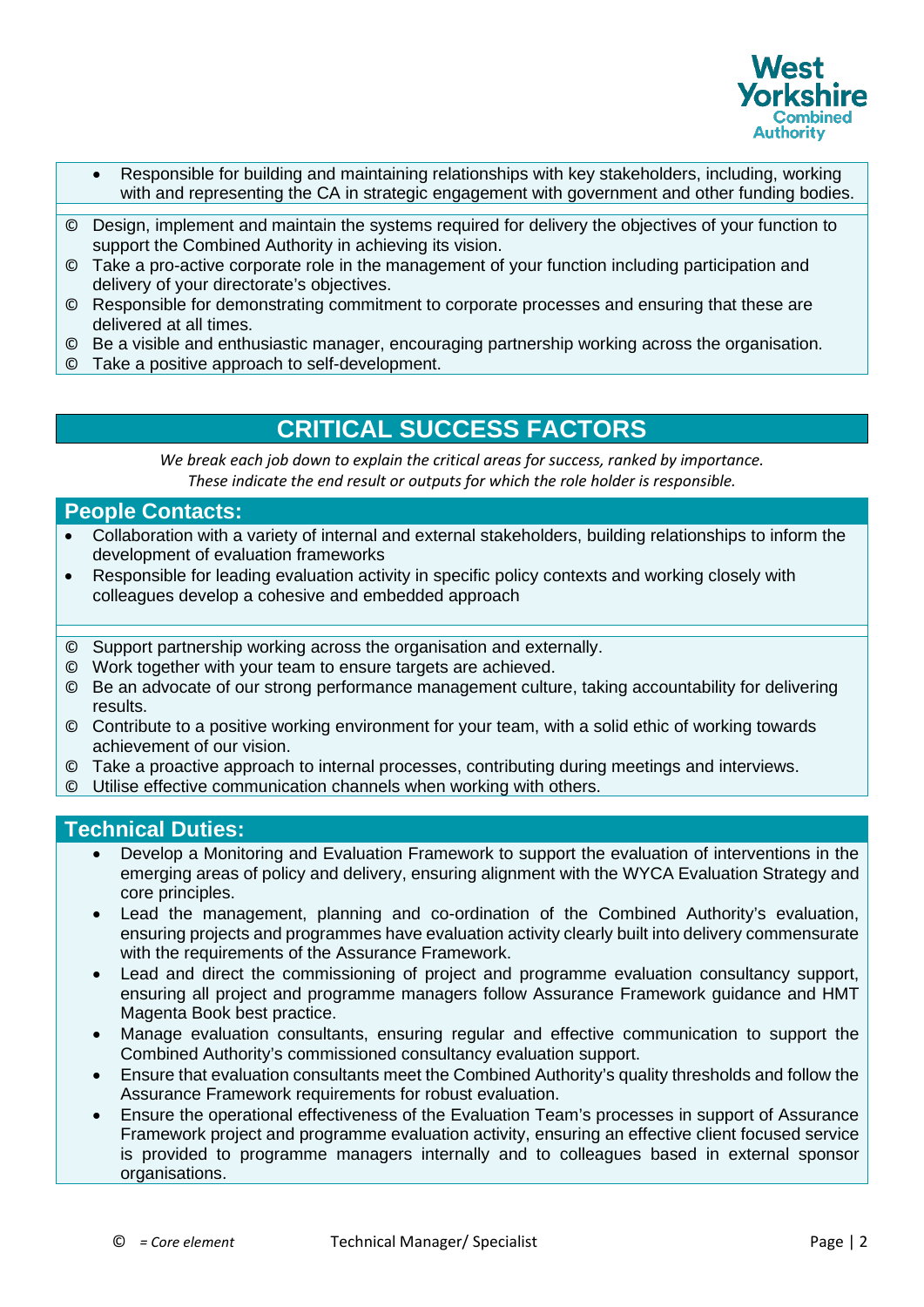- Responsible for building and maintaining relationships with key stakeholders, including, working with and representing the CA in strategic engagement with government and other funding bodies.

© Design, implement and maintain the systems required for delivery the objectives of your function to support the Combined Authority in achieving its vision.
© Take a pro-active corporate role in the management of your function including participation and delivery of your directorate's objectives.
© Responsible for demonstrating commitment to corporate processes and ensuring that these are delivered at all times.
© Be a visible and enthusiastic manager, encouraging partnership working across the organisation.
© Take a positive approach to self-development.

## CRITICAL SUCCESS FACTORS

*We break each job down to explain the critical areas for success, ranked by importance.*
*These indicate the end result or outputs for which the role holder is responsible.*

### People Contacts:

- Collaboration with a variety of internal and external stakeholders, building relationships to inform the development of evaluation frameworks
- Responsible for leading evaluation activity in specific policy contexts and working closely with colleagues develop a cohesive and embedded approach

© Support partnership working across the organisation and externally.
© Work together with your team to ensure targets are achieved.
© Be an advocate of our strong performance management culture, taking accountability for delivering results.
© Contribute to a positive working environment for your team, with a solid ethic of working towards achievement of our vision.
© Take a proactive approach to internal processes, contributing during meetings and interviews.
© Utilise effective communication channels when working with others.

### Technical Duties:

- Develop a Monitoring and Evaluation Framework to support the evaluation of interventions in the emerging areas of policy and delivery, ensuring alignment with the WYCA Evaluation Strategy and core principles.
- Lead the management, planning and co-ordination of the Combined Authority's evaluation, ensuring projects and programmes have evaluation activity clearly built into delivery commensurate with the requirements of the Assurance Framework.
- Lead and direct the commissioning of project and programme evaluation consultancy support, ensuring all project and programme managers follow Assurance Framework guidance and HMT Magenta Book best practice.
- Manage evaluation consultants, ensuring regular and effective communication to support the Combined Authority's commissioned consultancy evaluation support.
- Ensure that evaluation consultants meet the Combined Authority's quality thresholds and follow the Assurance Framework requirements for robust evaluation.
- Ensure the operational effectiveness of the Evaluation Team's processes in support of Assurance Framework project and programme evaluation activity, ensuring an effective client focused service is provided to programme managers internally and to colleagues based in external sponsor organisations.

© *= Core element*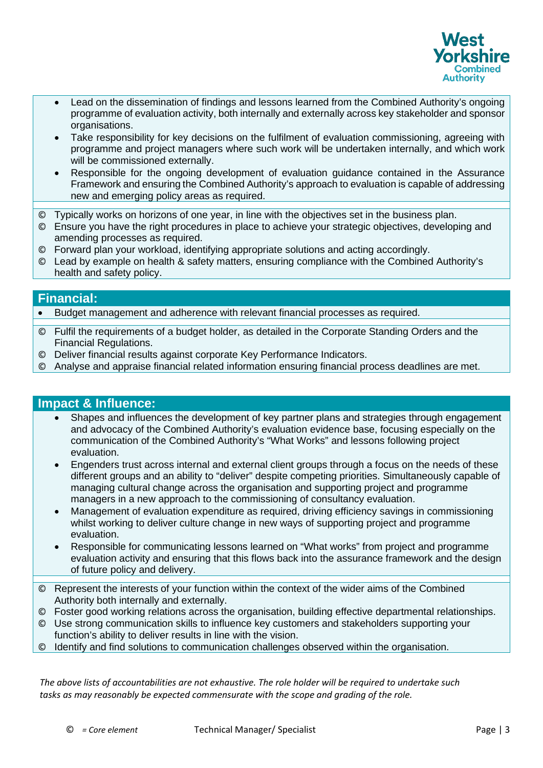- Lead on the dissemination of findings and lessons learned from the Combined Authority's ongoing programme of evaluation activity, both internally and externally across key stakeholder and sponsor organisations.
- Take responsibility for key decisions on the fulfilment of evaluation commissioning, agreeing with programme and project managers where such work will be undertaken internally, and which work will be commissioned externally.
- Responsible for the ongoing development of evaluation guidance contained in the Assurance Framework and ensuring the Combined Authority's approach to evaluation is capable of addressing new and emerging policy areas as required.

© Typically works on horizons of one year, in line with the objectives set in the business plan.
© Ensure you have the right procedures in place to achieve your strategic objectives, developing and amending processes as required.
© Forward plan your workload, identifying appropriate solutions and acting accordingly.
© Lead by example on health & safety matters, ensuring compliance with the Combined Authority's health and safety policy.

## Financial:

- Budget management and adherence with relevant financial processes as required.

© Fulfil the requirements of a budget holder, as detailed in the Corporate Standing Orders and the Financial Regulations.
© Deliver financial results against corporate Key Performance Indicators.
© Analyse and appraise financial related information ensuring financial process deadlines are met.

## Impact & Influence:

- Shapes and influences the development of key partner plans and strategies through engagement and advocacy of the Combined Authority's evaluation evidence base, focusing especially on the communication of the Combined Authority's "What Works" and lessons following project evaluation.
- Engenders trust across internal and external client groups through a focus on the needs of these different groups and an ability to "deliver" despite competing priorities. Simultaneously capable of managing cultural change across the organisation and supporting project and programme managers in a new approach to the commissioning of consultancy evaluation.
- Management of evaluation expenditure as required, driving efficiency savings in commissioning whilst working to deliver culture change in new ways of supporting project and programme evaluation.
- Responsible for communicating lessons learned on "What works" from project and programme evaluation activity and ensuring that this flows back into the assurance framework and the design of future policy and delivery.

© Represent the interests of your function within the context of the wider aims of the Combined Authority both internally and externally.
© Foster good working relations across the organisation, building effective departmental relationships.
© Use strong communication skills to influence key customers and stakeholders supporting your function's ability to deliver results in line with the vision.
© Identify and find solutions to communication challenges observed within the organisation.

*The above lists of accountabilities are not exhaustive. The role holder will be required to undertake such tasks as may reasonably be expected commensurate with the scope and grading of the role.*

© *= Core element*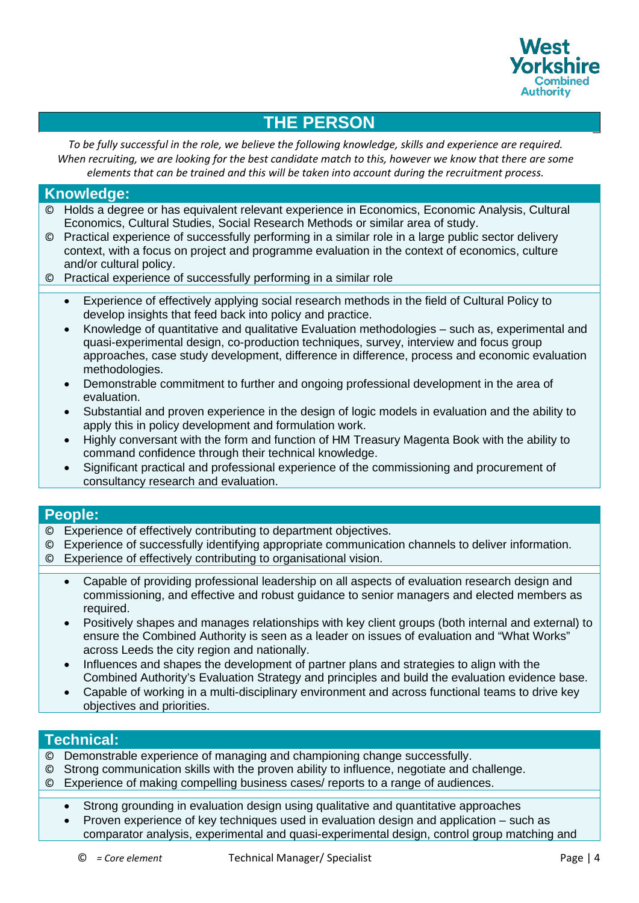# THE PERSON

*To be fully successful in the role, we believe the following knowledge, skills and experience are required. When recruiting, we are looking for the best candidate match to this, however we know that there are some elements that can be trained and this will be taken into account during the recruitment process.*

## Knowledge:

- © Holds a degree or has equivalent relevant experience in Economics, Economic Analysis, Cultural Economics, Cultural Studies, Social Research Methods or similar area of study.
- © Practical experience of successfully performing in a similar role in a large public sector delivery context, with a focus on project and programme evaluation in the context of economics, culture and/or cultural policy.
- © Practical experience of successfully performing in a similar role

- Experience of effectively applying social research methods in the field of Cultural Policy to develop insights that feed back into policy and practice.
- Knowledge of quantitative and qualitative Evaluation methodologies – such as, experimental and quasi-experimental design, co-production techniques, survey, interview and focus group approaches, case study development, difference in difference, process and economic evaluation methodologies.
- Demonstrable commitment to further and ongoing professional development in the area of evaluation.
- Substantial and proven experience in the design of logic models in evaluation and the ability to apply this in policy development and formulation work.
- Highly conversant with the form and function of HM Treasury Magenta Book with the ability to command confidence through their technical knowledge.
- Significant practical and professional experience of the commissioning and procurement of consultancy research and evaluation.

## People:

- © Experience of effectively contributing to department objectives.
- © Experience of successfully identifying appropriate communication channels to deliver information.
- © Experience of effectively contributing to organisational vision.

- Capable of providing professional leadership on all aspects of evaluation research design and commissioning, and effective and robust guidance to senior managers and elected members as required.
- Positively shapes and manages relationships with key client groups (both internal and external) to ensure the Combined Authority is seen as a leader on issues of evaluation and "What Works" across Leeds the city region and nationally.
- Influences and shapes the development of partner plans and strategies to align with the Combined Authority's Evaluation Strategy and principles and build the evaluation evidence base.
- Capable of working in a multi-disciplinary environment and across functional teams to drive key objectives and priorities.

## Technical:

- © Demonstrable experience of managing and championing change successfully.
- © Strong communication skills with the proven ability to influence, negotiate and challenge.
- © Experience of making compelling business cases/ reports to a range of audiences.

- Strong grounding in evaluation design using qualitative and quantitative approaches
- Proven experience of key techniques used in evaluation design and application – such as comparator analysis, experimental and quasi-experimental design, control group matching and

© *= Core element*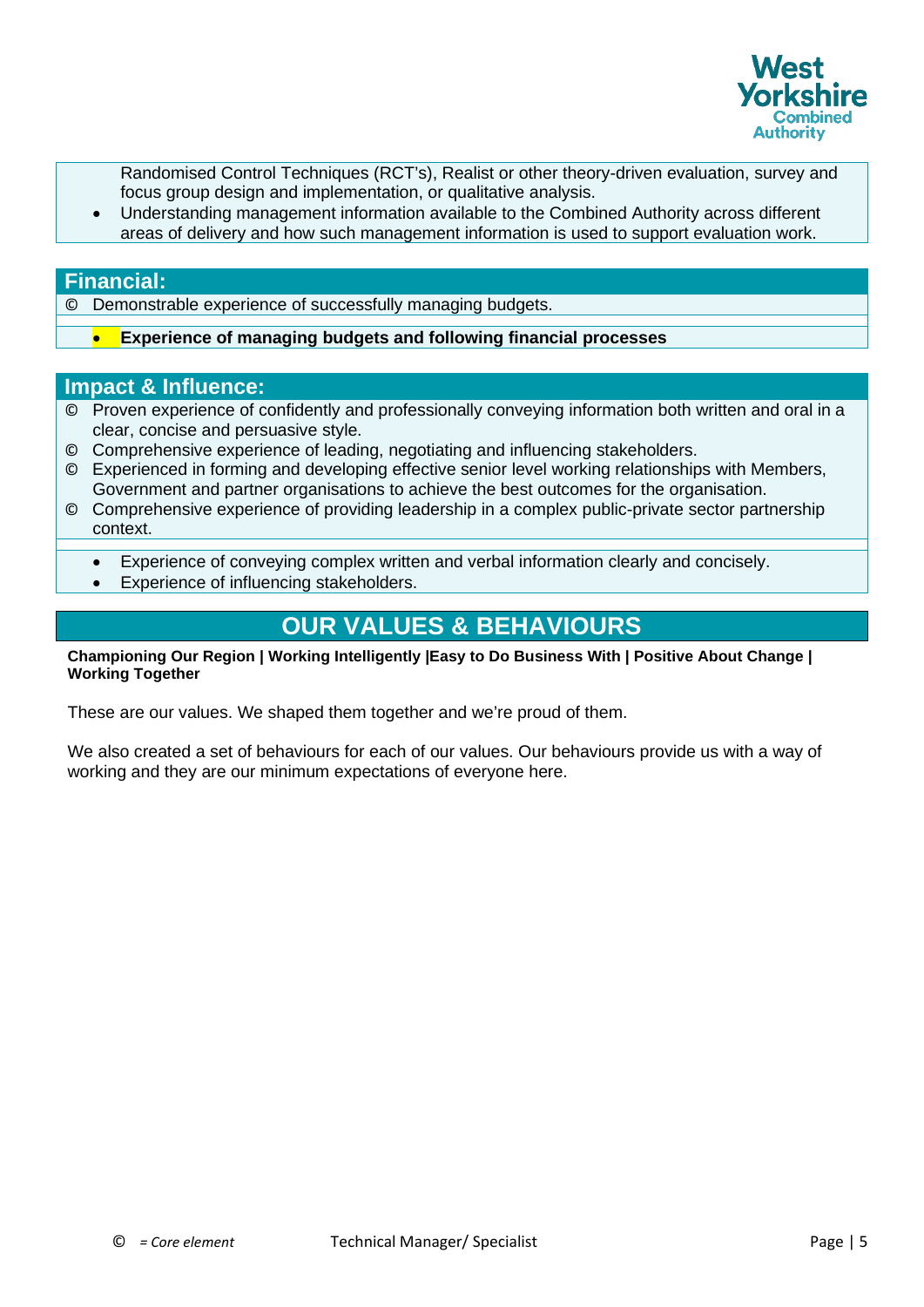- Randomised Control Techniques (RCT's), Realist or other theory-driven evaluation, survey and focus group design and implementation, or qualitative analysis.
- Understanding management information available to the Combined Authority across different areas of delivery and how such management information is used to support evaluation work.

## Financial:

© Demonstrable experience of successfully managing budgets.

- **Experience of managing budgets and following financial processes**

## Impact & Influence:

© Proven experience of confidently and professionally conveying information both written and oral in a clear, concise and persuasive style.
© Comprehensive experience of leading, negotiating and influencing stakeholders.
© Experienced in forming and developing effective senior level working relationships with Members, Government and partner organisations to achieve the best outcomes for the organisation.
© Comprehensive experience of providing leadership in a complex public-private sector partnership context.

- Experience of conveying complex written and verbal information clearly and concisely.
- Experience of influencing stakeholders.

## OUR VALUES & BEHAVIOURS

**Championing Our Region | Working Intelligently |Easy to Do Business With | Positive About Change | Working Together**

These are our values. We shaped them together and we're proud of them.

We also created a set of behaviours for each of our values. Our behaviours provide us with a way of working and they are our minimum expectations of everyone here.

© *= Core element*